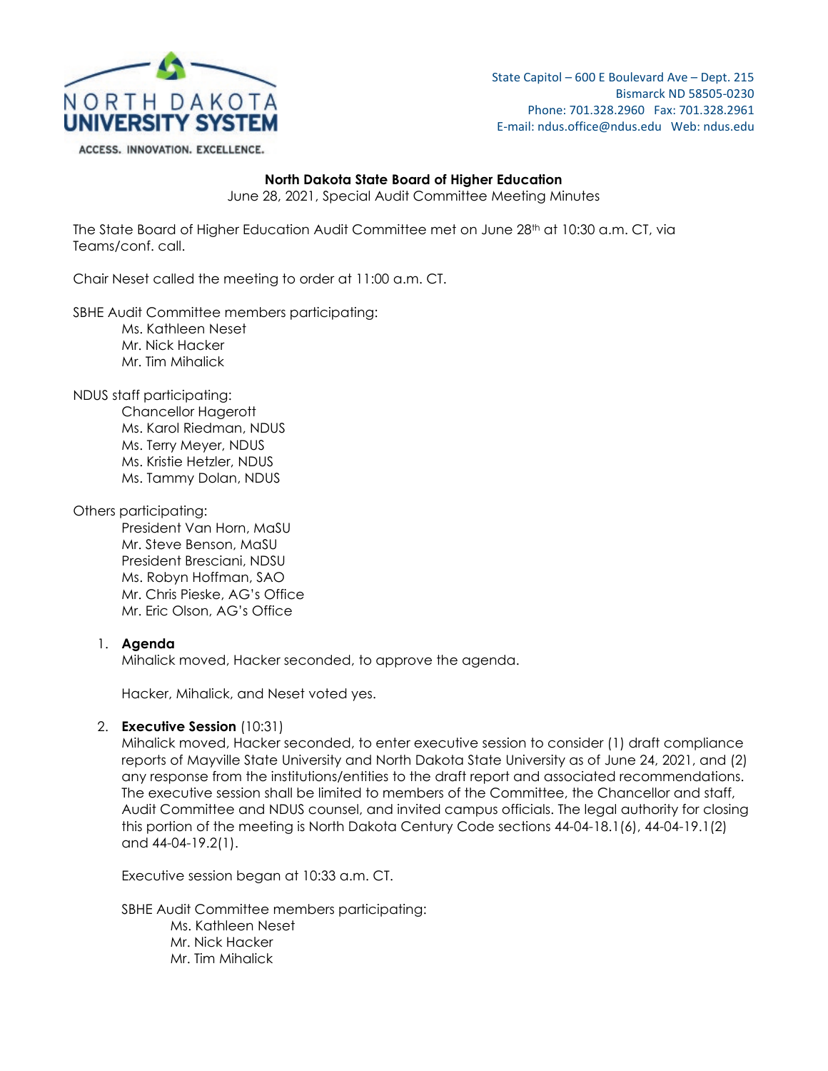NORTH DAKOTA UNIVERSITY SYSTEM

ACCESS. INNOVATION. EXCELLENCE.

State Capitol – 600 E Boulevard Ave – Dept. 215
Bismarck ND 58505-0230
Phone: 701.328.2960 Fax: 701.328.2961
E-mail: ndus.office@ndus.edu Web: ndus.edu

**North Dakota State Board of Higher Education**

June 28, 2021, Special Audit Committee Meeting Minutes

The State Board of Higher Education Audit Committee met on June 28th at 10:30 a.m. CT, via Teams/conf. call.

Chair Neset called the meeting to order at 11:00 a.m. CT.

SBHE Audit Committee members participating:

- Ms. Kathleen Neset
- Mr. Nick Hacker
- Mr. Tim Mihalick

NDUS staff participating:

- Chancellor Hagerott
- Ms. Karol Riedman, NDUS
- Ms. Terry Meyer, NDUS
- Ms. Kristie Hetzler, NDUS
- Ms. Tammy Dolan, NDUS

Others participating:

- President Van Horn, MaSU
- Mr. Steve Benson, MaSU
- President Bresciani, NDSU
- Ms. Robyn Hoffman, SAO
- Mr. Chris Pieske, AG's Office
- Mr. Eric Olson, AG's Office

1. **Agenda**

   Mihalick moved, Hacker seconded, to approve the agenda.

   Hacker, Mihalick, and Neset voted yes.

2. **Executive Session** (10:31)

   Mihalick moved, Hacker seconded, to enter executive session to consider (1) draft compliance reports of Mayville State University and North Dakota State University as of June 24, 2021, and (2) any response from the institutions/entities to the draft report and associated recommendations. The executive session shall be limited to members of the Committee, the Chancellor and staff, Audit Committee and NDUS counsel, and invited campus officials. The legal authority for closing this portion of the meeting is North Dakota Century Code sections 44-04-18.1(6), 44-04-19.1(2) and 44-04-19.2(1).

   Executive session began at 10:33 a.m. CT.

   SBHE Audit Committee members participating:

   - Ms. Kathleen Neset
   - Mr. Nick Hacker
   - Mr. Tim Mihalick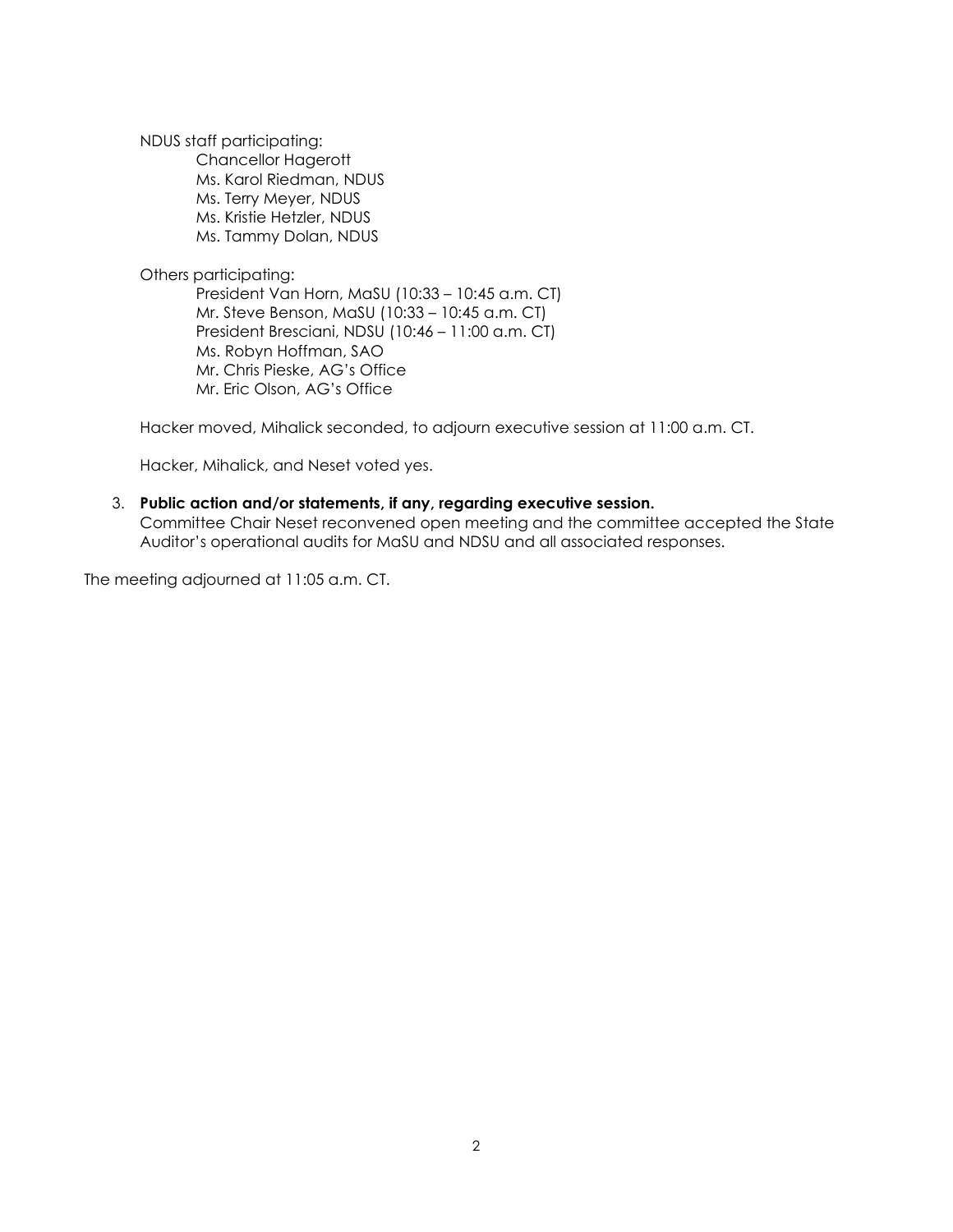NDUS staff participating:

- Chancellor Hagerott
- Ms. Karol Riedman, NDUS
- Ms. Terry Meyer, NDUS
- Ms. Kristie Hetzler, NDUS
- Ms. Tammy Dolan, NDUS

Others participating:

- President Van Horn, MaSU (10:33 – 10:45 a.m. CT)
- Mr. Steve Benson, MaSU (10:33 – 10:45 a.m. CT)
- President Bresciani, NDSU (10:46 – 11:00 a.m. CT)
- Ms. Robyn Hoffman, SAO
- Mr. Chris Pieske, AG's Office
- Mr. Eric Olson, AG's Office

Hacker moved, Mihalick seconded, to adjourn executive session at 11:00 a.m. CT.

Hacker, Mihalick, and Neset voted yes.

3. **Public action and/or statements, if any, regarding executive session.**
   Committee Chair Neset reconvened open meeting and the committee accepted the State Auditor's operational audits for MaSU and NDSU and all associated responses.

The meeting adjourned at 11:05 a.m. CT.